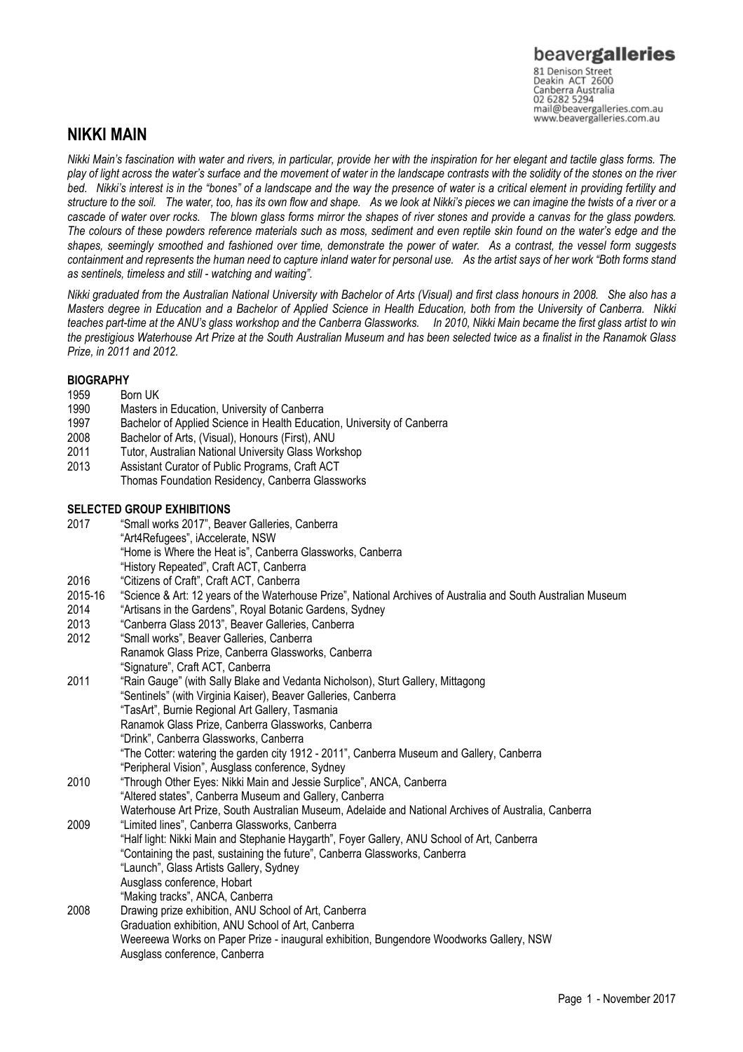beavergalleries
81 Denison Street
Deakin ACT 2600
Canberra Australia
02 6282 5294
mail@beavergalleries.com.au
www.beavergalleries.com.au

# NIKKI MAIN

*Nikki Main's fascination with water and rivers, in particular, provide her with the inspiration for her elegant and tactile glass forms. The play of light across the water's surface and the movement of water in the landscape contrasts with the solidity of the stones on the river bed. Nikki's interest is in the "bones" of a landscape and the way the presence of water is a critical element in providing fertility and structure to the soil. The water, too, has its own flow and shape. As we look at Nikki's pieces we can imagine the twists of a river or a cascade of water over rocks. The blown glass forms mirror the shapes of river stones and provide a canvas for the glass powders. The colours of these powders reference materials such as moss, sediment and even reptile skin found on the water's edge and the shapes, seemingly smoothed and fashioned over time, demonstrate the power of water. As a contrast, the vessel form suggests containment and represents the human need to capture inland water for personal use. As the artist says of her work "Both forms stand as sentinels, timeless and still - watching and waiting".*

*Nikki graduated from the Australian National University with Bachelor of Arts (Visual) and first class honours in 2008. She also has a Masters degree in Education and a Bachelor of Applied Science in Health Education, both from the University of Canberra. Nikki teaches part-time at the ANU's glass workshop and the Canberra Glassworks. In 2010, Nikki Main became the first glass artist to win the prestigious Waterhouse Art Prize at the South Australian Museum and has been selected twice as a finalist in the Ranamok Glass Prize, in 2011 and 2012.*

## BIOGRAPHY

1959 Born UK
1990 Masters in Education, University of Canberra
1997 Bachelor of Applied Science in Health Education, University of Canberra
2008 Bachelor of Arts, (Visual), Honours (First), ANU
2011 Tutor, Australian National University Glass Workshop
2013 Assistant Curator of Public Programs, Craft ACT
Thomas Foundation Residency, Canberra Glassworks

## SELECTED GROUP EXHIBITIONS

2017 "Small works 2017", Beaver Galleries, Canberra
"Art4Refugees", iAccelerate, NSW
"Home is Where the Heat is", Canberra Glassworks, Canberra
"History Repeated", Craft ACT, Canberra
2016 "Citizens of Craft", Craft ACT, Canberra
2015-16 "Science & Art: 12 years of the Waterhouse Prize", National Archives of Australia and South Australian Museum
2014 "Artisans in the Gardens", Royal Botanic Gardens, Sydney
2013 "Canberra Glass 2013", Beaver Galleries, Canberra
2012 "Small works", Beaver Galleries, Canberra
Ranamok Glass Prize, Canberra Glassworks, Canberra
"Signature", Craft ACT, Canberra
2011 "Rain Gauge" (with Sally Blake and Vedanta Nicholson), Sturt Gallery, Mittagong
"Sentinels" (with Virginia Kaiser), Beaver Galleries, Canberra
"TasArt", Burnie Regional Art Gallery, Tasmania
Ranamok Glass Prize, Canberra Glassworks, Canberra
"Drink", Canberra Glassworks, Canberra
"The Cotter: watering the garden city 1912 - 2011", Canberra Museum and Gallery, Canberra
"Peripheral Vision", Ausglass conference, Sydney
2010 "Through Other Eyes: Nikki Main and Jessie Surplice", ANCA, Canberra
"Altered states", Canberra Museum and Gallery, Canberra
Waterhouse Art Prize, South Australian Museum, Adelaide and National Archives of Australia, Canberra
2009 "Limited lines", Canberra Glassworks, Canberra
"Half light: Nikki Main and Stephanie Haygarth", Foyer Gallery, ANU School of Art, Canberra
"Containing the past, sustaining the future", Canberra Glassworks, Canberra
"Launch", Glass Artists Gallery, Sydney
Ausglass conference, Hobart
"Making tracks", ANCA, Canberra
2008 Drawing prize exhibition, ANU School of Art, Canberra
Graduation exhibition, ANU School of Art, Canberra
Weereewa Works on Paper Prize - inaugural exhibition, Bungendore Woodworks Gallery, NSW
Ausglass conference, Canberra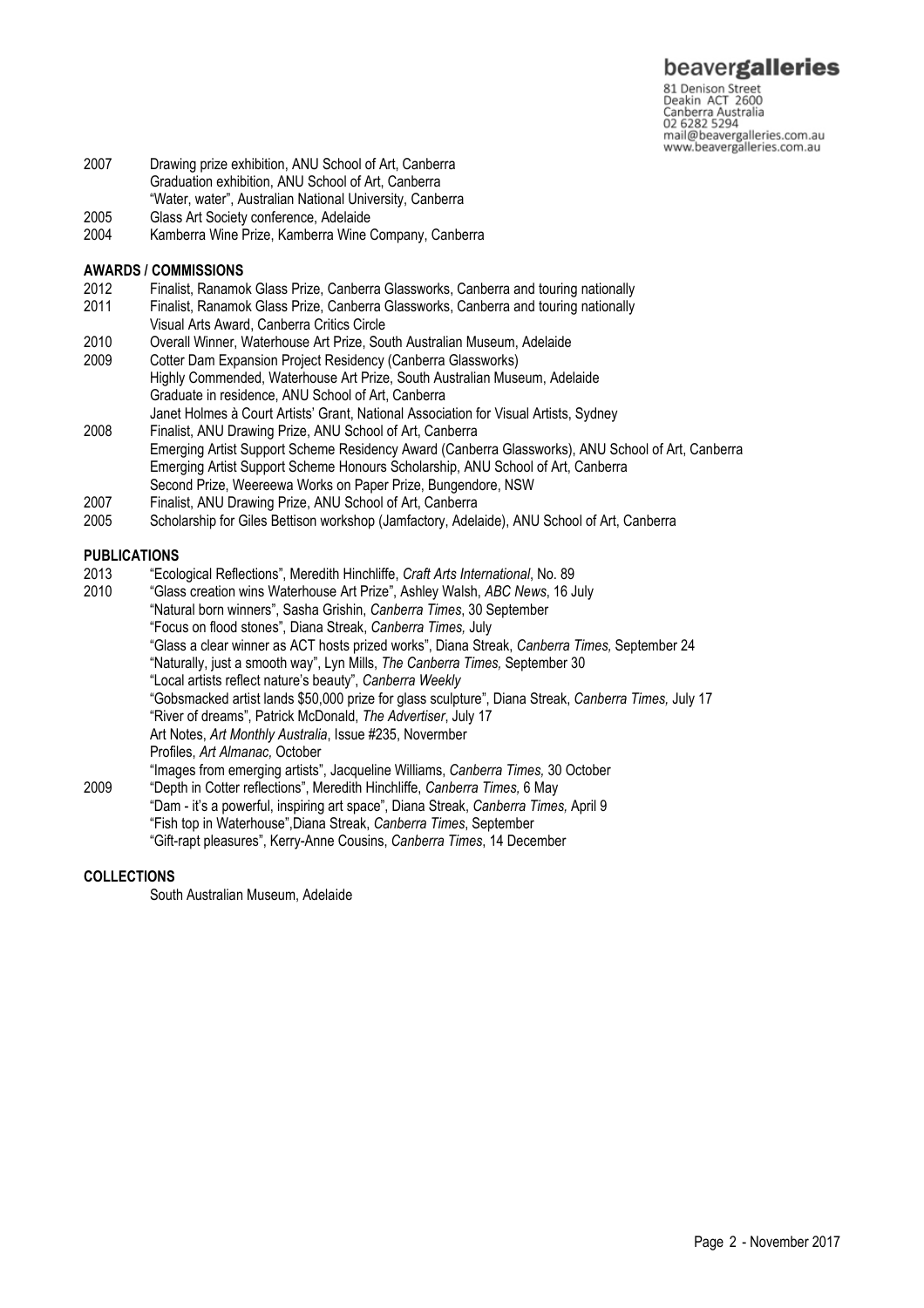2007 Drawing prize exhibition, ANU School of Art, Canberra
Graduation exhibition, ANU School of Art, Canberra
"Water, water", Australian National University, Canberra
2005 Glass Art Society conference, Adelaide
2004 Kamberra Wine Prize, Kamberra Wine Company, Canberra

**AWARDS / COMMISSIONS**

2012 Finalist, Ranamok Glass Prize, Canberra Glassworks, Canberra and touring nationally
2011 Finalist, Ranamok Glass Prize, Canberra Glassworks, Canberra and touring nationally
Visual Arts Award, Canberra Critics Circle
2010 Overall Winner, Waterhouse Art Prize, South Australian Museum, Adelaide
2009 Cotter Dam Expansion Project Residency (Canberra Glassworks)
Highly Commended, Waterhouse Art Prize, South Australian Museum, Adelaide
Graduate in residence, ANU School of Art, Canberra
Janet Holmes à Court Artists' Grant, National Association for Visual Artists, Sydney
2008 Finalist, ANU Drawing Prize, ANU School of Art, Canberra
Emerging Artist Support Scheme Residency Award (Canberra Glassworks), ANU School of Art, Canberra
Emerging Artist Support Scheme Honours Scholarship, ANU School of Art, Canberra
Second Prize, Weereewa Works on Paper Prize, Bungendore, NSW
2007 Finalist, ANU Drawing Prize, ANU School of Art, Canberra
2005 Scholarship for Giles Bettison workshop (Jamfactory, Adelaide), ANU School of Art, Canberra

**PUBLICATIONS**

2013 "Ecological Reflections", Meredith Hinchliffe, *Craft Arts International*, No. 89
2010 "Glass creation wins Waterhouse Art Prize", Ashley Walsh, *ABC News*, 16 July
"Natural born winners", Sasha Grishin, *Canberra Times*, 30 September
"Focus on flood stones", Diana Streak, *Canberra Times,* July
"Glass a clear winner as ACT hosts prized works", Diana Streak, *Canberra Times,* September 24
"Naturally, just a smooth way", Lyn Mills, *The Canberra Times,* September 30
"Local artists reflect nature's beauty", *Canberra Weekly*
"Gobsmacked artist lands $50,000 prize for glass sculpture", Diana Streak, *Canberra Times,* July 17
"River of dreams", Patrick McDonald, *The Advertiser*, July 17
Art Notes, *Art Monthly Australia*, Issue #235, Novermber
Profiles, *Art Almanac,* October
"Images from emerging artists", Jacqueline Williams, *Canberra Times,* 30 October
2009 "Depth in Cotter reflections", Meredith Hinchliffe, *Canberra Times,* 6 May
"Dam - it's a powerful, inspiring art space", Diana Streak, *Canberra Times,* April 9
"Fish top in Waterhouse",Diana Streak, *Canberra Times*, September
"Gift-rapt pleasures", Kerry-Anne Cousins, *Canberra Times*, 14 December

**COLLECTIONS**

South Australian Museum, Adelaide